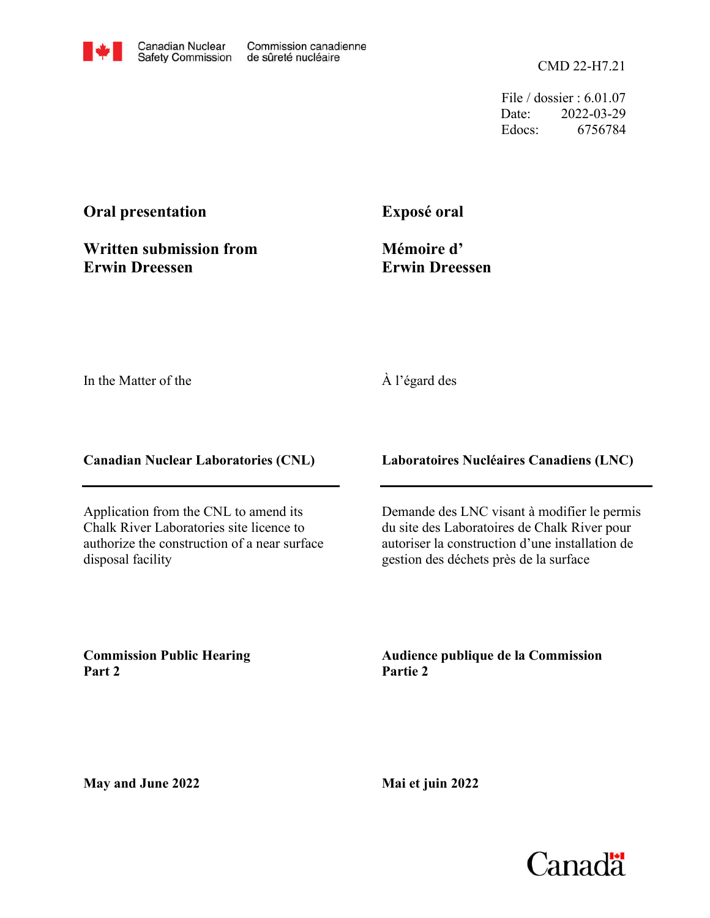Canadian Nuclear Safety Commission / Commission canadienne de sûreté nucléaire

CMD 22-H7.21

File / dossier : 6.01.07
Date: 2022-03-29
Edocs: 6756784

**Oral presentation**

**Written submission from Erwin Dreessen**

**Exposé oral**

**Mémoire d' Erwin Dreessen**

In the Matter of the

À l'égard des

**Canadian Nuclear Laboratories (CNL)**

**Laboratoires Nucléaires Canadiens (LNC)**

Application from the CNL to amend its Chalk River Laboratories site licence to authorize the construction of a near surface disposal facility

Demande des LNC visant à modifier le permis du site des Laboratoires de Chalk River pour autoriser la construction d'une installation de gestion des déchets près de la surface

**Commission Public Hearing**
**Part 2**

**Audience publique de la Commission**
**Partie 2**

**May and June 2022**

**Mai et juin 2022**

Canada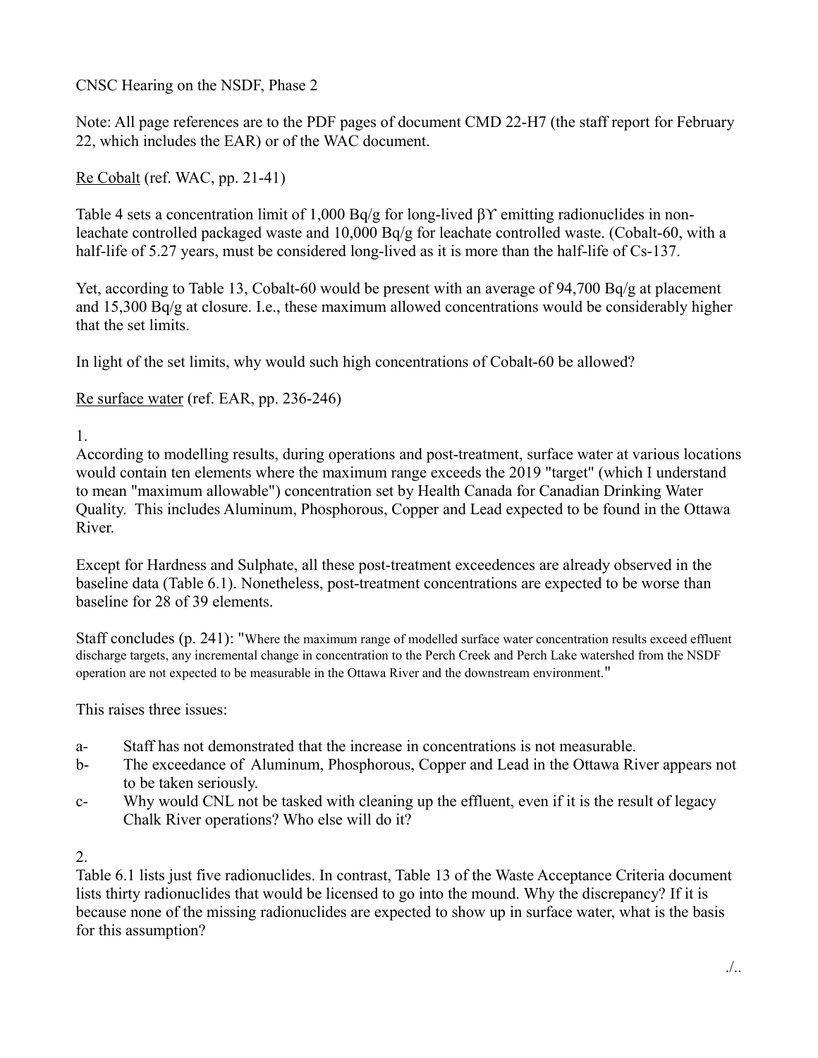CNSC Hearing on the NSDF, Phase 2

Note: All page references are to the PDF pages of document CMD 22-H7 (the staff report for February 22, which includes the EAR) or of the WAC document.

<u>Re Cobalt</u> (ref. WAC, pp. 21-41)

Table 4 sets a concentration limit of 1,000 Bq/g for long-lived βϒ emitting radionuclides in non-leachate controlled packaged waste and 10,000 Bq/g for leachate controlled waste. (Cobalt-60, with a half-life of 5.27 years, must be considered long-lived as it is more than the half-life of Cs-137.

Yet, according to Table 13, Cobalt-60 would be present with an average of 94,700 Bq/g at placement and 15,300 Bq/g at closure. I.e., these maximum allowed concentrations would be considerably higher that the set limits.

In light of the set limits, why would such high concentrations of Cobalt-60 be allowed?

<u>Re surface water</u> (ref. EAR, pp. 236-246)

1.
According to modelling results, during operations and post-treatment, surface water at various locations would contain ten elements where the maximum range exceeds the 2019 "target" (which I understand to mean "maximum allowable") concentration set by Health Canada for Canadian Drinking Water Quality. This includes Aluminum, Phosphorous, Copper and Lead expected to be found in the Ottawa River.

Except for Hardness and Sulphate, all these post-treatment exceedences are already observed in the baseline data (Table 6.1). Nonetheless, post-treatment concentrations are expected to be worse than baseline for 28 of 39 elements.

Staff concludes (p. 241): "Where the maximum range of modelled surface water concentration results exceed effluent discharge targets, any incremental change in concentration to the Perch Creek and Perch Lake watershed from the NSDF operation are not expected to be measurable in the Ottawa River and the downstream environment."

This raises three issues:

- a- Staff has not demonstrated that the increase in concentrations is not measurable.
- b- The exceedance of Aluminum, Phosphorous, Copper and Lead in the Ottawa River appears not to be taken seriously.
- c- Why would CNL not be tasked with cleaning up the effluent, even if it is the result of legacy Chalk River operations? Who else will do it?

2.
Table 6.1 lists just five radionuclides. In contrast, Table 13 of the Waste Acceptance Criteria document lists thirty radionuclides that would be licensed to go into the mound. Why the discrepancy? If it is because none of the missing radionuclides are expected to show up in surface water, what is the basis for this assumption?

./..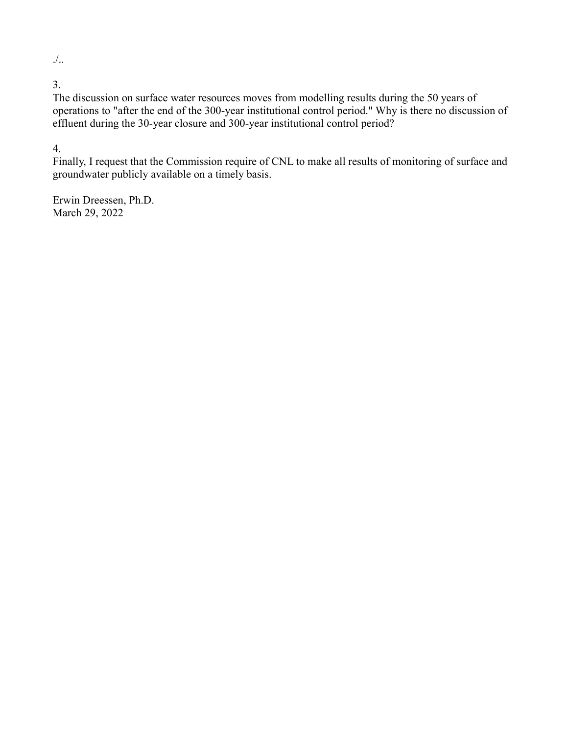./..

3.
The discussion on surface water resources moves from modelling results during the 50 years of operations to "after the end of the 300-year institutional control period." Why is there no discussion of effluent during the 30-year closure and 300-year institutional control period?

4.
Finally, I request that the Commission require of CNL to make all results of monitoring of surface and groundwater publicly available on a timely basis.

Erwin Dreessen, Ph.D.
March 29, 2022